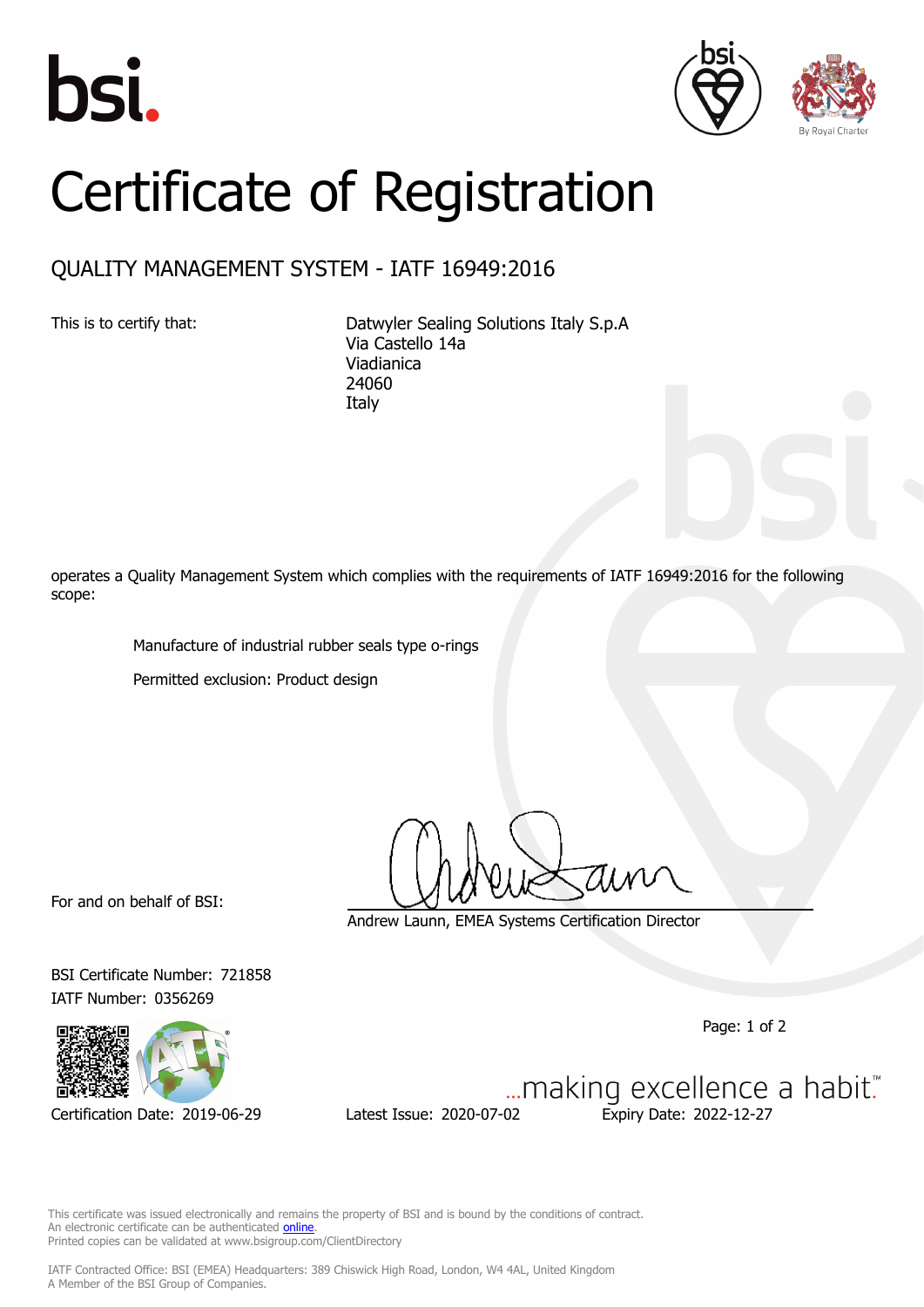bsi.

# Certificate of Registration

## QUALITY MANAGEMENT SYSTEM - IATF 16949:2016

This is to certify that:

Datwyler Sealing Solutions Italy S.p.A
Via Castello 14a
Viadianica
24060
Italy

operates a Quality Management System which complies with the requirements of IATF 16949:2016 for the following scope:

Manufacture of industrial rubber seals type o-rings

Permitted exclusion: Product design

For and on behalf of BSI:

Andrew Launn, EMEA Systems Certification Director

BSI Certificate Number: 721858

IATF Number: 0356269

Certification Date: 2019-06-29

Latest Issue: 2020-07-02

Expiry Date: 2022-12-27

...making excellence a habit.™

This certificate was issued electronically and remains the property of BSI and is bound by the conditions of contract.
An electronic certificate can be authenticated online.
Printed copies can be validated at www.bsigroup.com/ClientDirectory

IATF Contracted Office: BSI (EMEA) Headquarters: 389 Chiswick High Road, London, W4 4AL, United Kingdom
A Member of the BSI Group of Companies.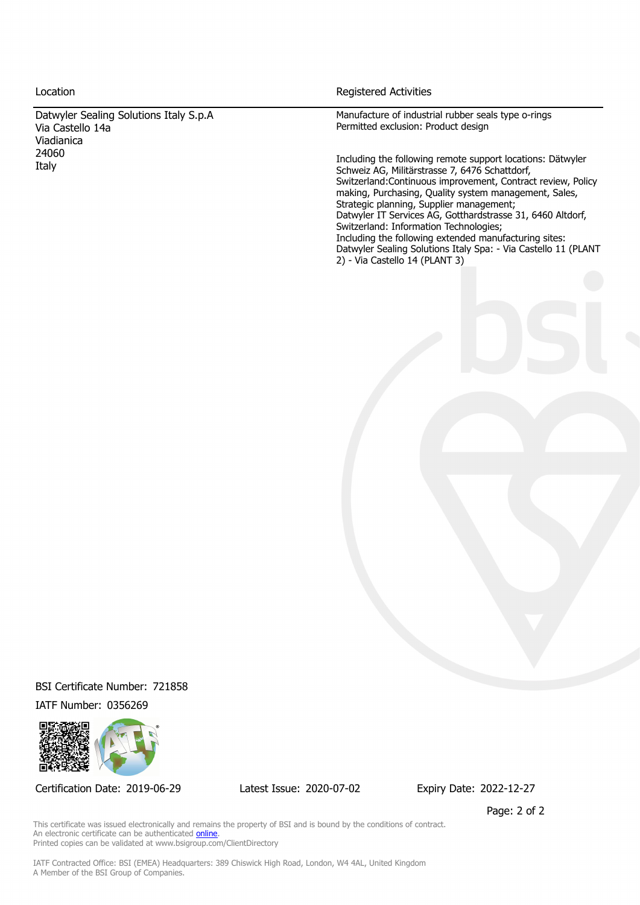| Location | Registered Activities |
|---|---|
| Datwyler Sealing Solutions Italy S.p.A<br>Via Castello 14a<br>Viadianica<br>24060<br>Italy | Manufacture of industrial rubber seals type o-rings<br>Permitted exclusion: Product design<br><br>Including the following remote support locations: Dätwyler Schweiz AG, Militärstrasse 7, 6476 Schattdorf, Switzerland:Continuous improvement, Contract review, Policy making, Purchasing, Quality system management, Sales, Strategic planning, Supplier management;<br>Datwyler IT Services AG, Gotthardstrasse 31, 6460 Altdorf, Switzerland: Information Technologies;<br>Including the following extended manufacturing sites:<br>Datwyler Sealing Solutions Italy Spa: - Via Castello 11 (PLANT 2) - Via Castello 14 (PLANT 3) |

BSI Certificate Number: 721858

IATF Number: 0356269

Certification Date: 2019-06-29 Latest Issue: 2020-07-02 Expiry Date: 2022-12-27

This certificate was issued electronically and remains the property of BSI and is bound by the conditions of contract.
An electronic certificate can be authenticated online.
Printed copies can be validated at www.bsigroup.com/ClientDirectory

IATF Contracted Office: BSI (EMEA) Headquarters: 389 Chiswick High Road, London, W4 4AL, United Kingdom
A Member of the BSI Group of Companies.